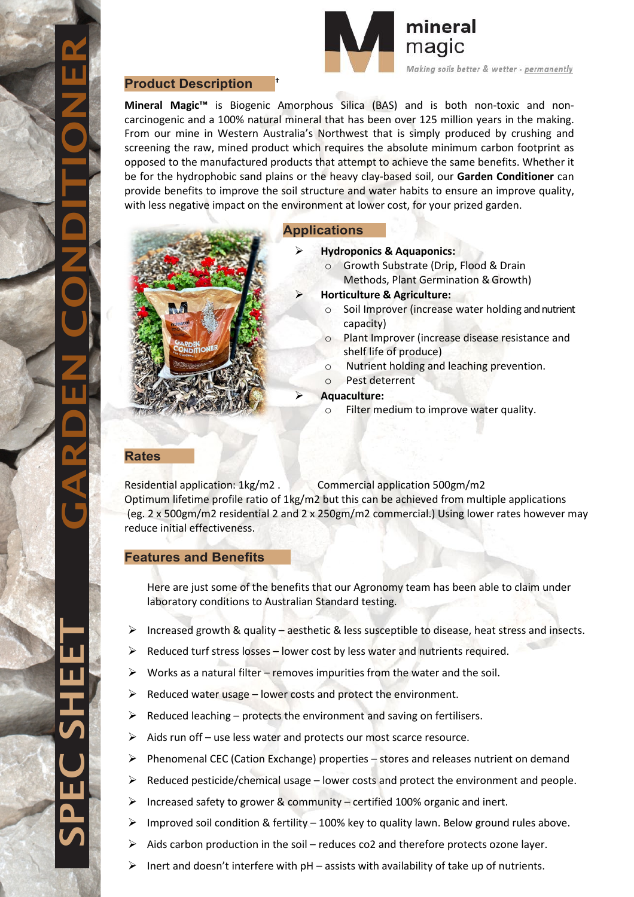mineral magic

*Making soils better & wetter - permanently*

# GARDEN CONDITIONER SPEC SHEET

## Product Description

**Mineral Magic™** is Biogenic Amorphous Silica (BAS) and is both non-toxic and non-carcinogenic and a 100% natural mineral that has been over 125 million years in the making. From our mine in Western Australia's Northwest that is simply produced by crushing and screening the raw, mined product which requires the absolute minimum carbon footprint as opposed to the manufactured products that attempt to achieve the same benefits. Whether it be for the hydrophobic sand plains or the heavy clay-based soil, our **Garden Conditioner** can provide benefits to improve the soil structure and water habits to ensure an improve quality, with less negative impact on the environment at lower cost, for your prized garden.

## Applications

- **Hydroponics & Aquaponics:**
  - Growth Substrate (Drip, Flood & Drain Methods, Plant Germination & Growth)
- **Horticulture & Agriculture:**
  - Soil Improver (increase water holding and nutrient capacity)
  - Plant Improver (increase disease resistance and shelf life of produce)
  - Nutrient holding and leaching prevention.
  - Pest deterrent
- **Aquaculture:**
  - Filter medium to improve water quality.

## Rates

Residential application: 1kg/m2 . Commercial application 500gm/m2
Optimum lifetime profile ratio of 1kg/m2 but this can be achieved from multiple applications (eg. 2 x 500gm/m2 residential 2 and 2 x 250gm/m2 commercial.) Using lower rates however may reduce initial effectiveness.

## Features and Benefits

Here are just some of the benefits that our Agronomy team has been able to claim under laboratory conditions to Australian Standard testing.

- Increased growth & quality – aesthetic & less susceptible to disease, heat stress and insects.
- Reduced turf stress losses – lower cost by less water and nutrients required.
- Works as a natural filter – removes impurities from the water and the soil.
- Reduced water usage – lower costs and protect the environment.
- Reduced leaching – protects the environment and saving on fertilisers.
- Aids run off – use less water and protects our most scarce resource.
- Phenomenal CEC (Cation Exchange) properties – stores and releases nutrient on demand
- Reduced pesticide/chemical usage – lower costs and protect the environment and people.
- Increased safety to grower & community – certified 100% organic and inert.
- Improved soil condition & fertility – 100% key to quality lawn. Below ground rules above.
- Aids carbon production in the soil – reduces co2 and therefore protects ozone layer.
- Inert and doesn't interfere with pH – assists with availability of take up of nutrients.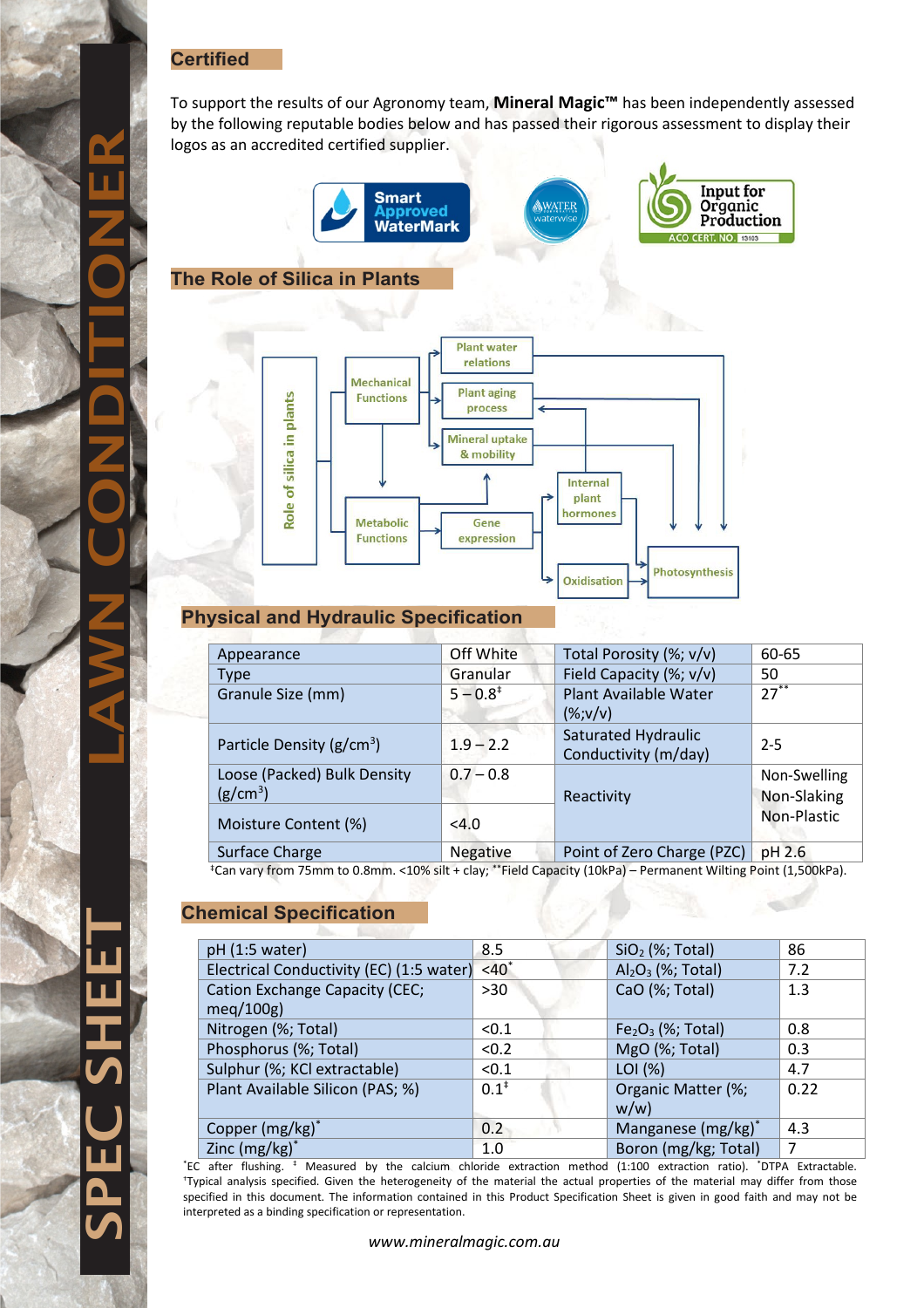## Certified

To support the results of our Agronomy team, **Mineral Magic™** has been independently assessed by the following reputable bodies below and has passed their rigorous assessment to display their logos as an accredited certified supplier.

Smart Approved WaterMark

WATER waterwise

Input for Organic Production ACO CERT. NO. 13103

## The Role of Silica in Plants

Role of silica in plants

Mechanical Functions

Metabolic Functions

Plant water relations

Plant aging process

Mineral uptake & mobility

Gene expression

Internal plant hormones

Oxidisation

Photosynthesis

## Physical and Hydraulic Specification

| | | | |
|---|---|---|---|
| Appearance | Off White | Total Porosity (%; v/v) | 60-65 |
| Type | Granular | Field Capacity (%; v/v) | 50 |
| Granule Size (mm) | 5 – 0.8‡ | Plant Available Water (%;v/v) | 27** |
| Particle Density ($g/cm^3$) | 1.9 – 2.2 | Saturated Hydraulic Conductivity (m/day) | 2-5 |
| Loose (Packed) Bulk Density ($g/cm^3$) | 0.7 – 0.8 | Reactivity | Non-Swelling Non-Slaking Non-Plastic |
| Moisture Content (%) | <4.0 | | |
| Surface Charge | Negative | Point of Zero Charge (PZC) | pH 2.6 |

‡Can vary from 75mm to 0.8mm. <10% silt + clay; **Field Capacity (10kPa) – Permanent Wilting Point (1,500kPa).

## Chemical Specification

| | | | |
|---|---|---|---|
| pH (1:5 water) | 8.5 | $SiO_2$ (%; Total) | 86 |
| Electrical Conductivity (EC) (1:5 water) | <40* | $Al_2O_3$ (%; Total) | 7.2 |
| Cation Exchange Capacity (CEC; meq/100g) | >30 | CaO (%; Total) | 1.3 |
| Nitrogen (%; Total) | <0.1 | $Fe_2O_3$ (%; Total) | 0.8 |
| Phosphorus (%; Total) | <0.2 | MgO (%; Total) | 0.3 |
| Sulphur (%; KCl extractable) | <0.1 | LOI (%) | 4.7 |
| Plant Available Silicon (PAS; %) | 0.1‡ | Organic Matter (%; w/w) | 0.22 |
| Copper (mg/kg)* | 0.2 | Manganese (mg/kg)* | 4.3 |
| Zinc (mg/kg)* | 1.0 | Boron (mg/kg; Total) | 7 |

*EC after flushing. ‡ Measured by the calcium chloride extraction method (1:100 extraction ratio). *DTPA Extractable. †Typical analysis specified. Given the heterogeneity of the material the actual properties of the material may differ from those specified in this document. The information contained in this Product Specification Sheet is given in good faith and may not be interpreted as a binding specification or representation.

*www.mineralmagic.com.au*

SPEC SHEET LAWN CONDITIONER